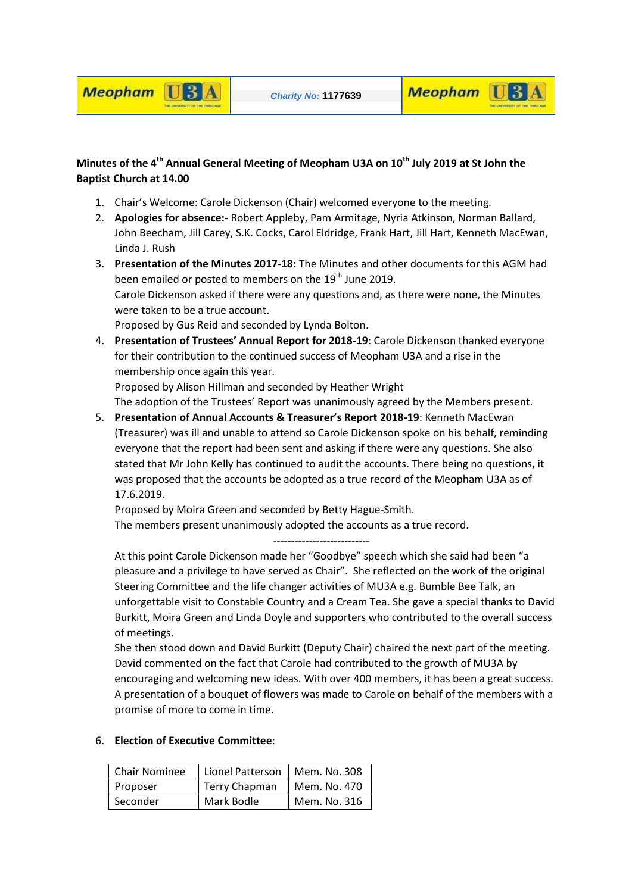| Meopham U3A | *Charity No:* **1177639** | Meopham U3A |
|---|---|---|

**Minutes of the 4th Annual General Meeting of Meopham U3A on 10th July 2019 at St John the Baptist Church at 14.00**

1. Chair's Welcome: Carole Dickenson (Chair) welcomed everyone to the meeting.
2. **Apologies for absence:-** Robert Appleby, Pam Armitage, Nyria Atkinson, Norman Ballard, John Beecham, Jill Carey, S.K. Cocks, Carol Eldridge, Frank Hart, Jill Hart, Kenneth MacEwan, Linda J. Rush
3. **Presentation of the Minutes 2017-18:** The Minutes and other documents for this AGM had been emailed or posted to members on the 19th June 2019.
   Carole Dickenson asked if there were any questions and, as there were none, the Minutes were taken to be a true account.
   Proposed by Gus Reid and seconded by Lynda Bolton.
4. **Presentation of Trustees' Annual Report for 2018-19**: Carole Dickenson thanked everyone for their contribution to the continued success of Meopham U3A and a rise in the membership once again this year.
   Proposed by Alison Hillman and seconded by Heather Wright
   The adoption of the Trustees' Report was unanimously agreed by the Members present.
5. **Presentation of Annual Accounts & Treasurer's Report 2018-19**: Kenneth MacEwan (Treasurer) was ill and unable to attend so Carole Dickenson spoke on his behalf, reminding everyone that the report had been sent and asking if there were any questions. She also stated that Mr John Kelly has continued to audit the accounts. There being no questions, it was proposed that the accounts be adopted as a true record of the Meopham U3A as of 17.6.2019.
   Proposed by Moira Green and seconded by Betty Hague-Smith.
   The members present unanimously adopted the accounts as a true record.

   ---------------------------

   At this point Carole Dickenson made her "Goodbye" speech which she said had been "a pleasure and a privilege to have served as Chair". She reflected on the work of the original Steering Committee and the life changer activities of MU3A e.g. Bumble Bee Talk, an unforgettable visit to Constable Country and a Cream Tea. She gave a special thanks to David Burkitt, Moira Green and Linda Doyle and supporters who contributed to the overall success of meetings.
   She then stood down and David Burkitt (Deputy Chair) chaired the next part of the meeting. David commented on the fact that Carole had contributed to the growth of MU3A by encouraging and welcoming new ideas. With over 400 members, it has been a great success. A presentation of a bouquet of flowers was made to Carole on behalf of the members with a promise of more to come in time.

6. **Election of Executive Committee**:

| Chair Nominee | Lionel Patterson | Mem. No. 308 |
|---|---|---|
| Proposer | Terry Chapman | Mem. No. 470 |
| Seconder | Mark Bodle | Mem. No. 316 |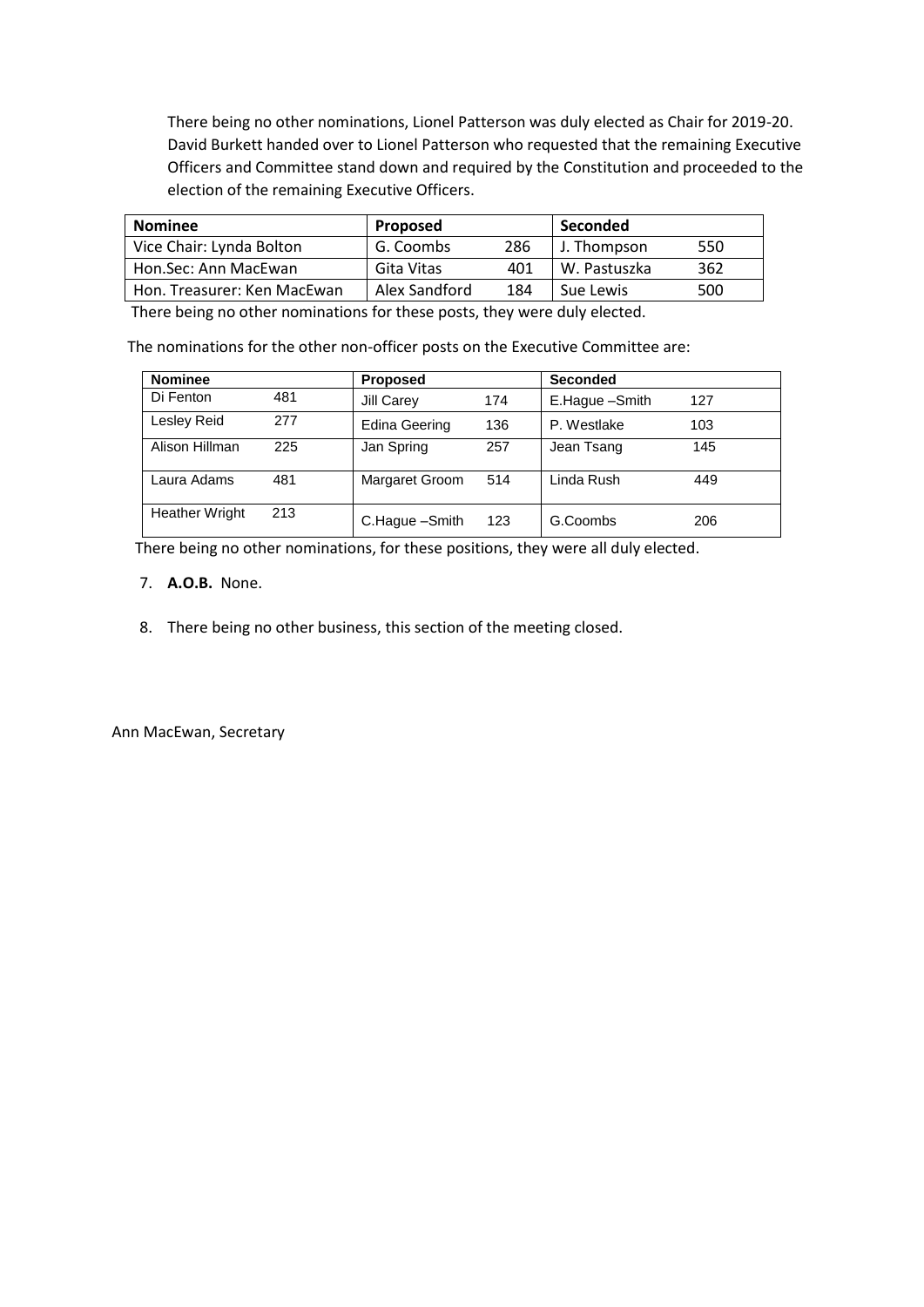There being no other nominations, Lionel Patterson was duly elected as Chair for 2019-20. David Burkett handed over to Lionel Patterson who requested that the remaining Executive Officers and Committee stand down and required by the Constitution and proceeded to the election of the remaining Executive Officers.

| Nominee | Proposed | | Seconded | |
|---|---|---|---|---|
| Vice Chair: Lynda Bolton | G. Coombs | 286 | J. Thompson | 550 |
| Hon.Sec: Ann MacEwan | Gita Vitas | 401 | W. Pastuszka | 362 |
| Hon. Treasurer: Ken MacEwan | Alex Sandford | 184 | Sue Lewis | 500 |

There being no other nominations for these posts, they were duly elected.

The nominations for the other non-officer posts on the Executive Committee are:

| Nominee | | Proposed | | Seconded | |
|---|---|---|---|---|---|
| Di Fenton | 481 | Jill Carey | 174 | E.Hague –Smith | 127 |
| Lesley Reid | 277 | Edina Geering | 136 | P. Westlake | 103 |
| Alison Hillman | 225 | Jan Spring | 257 | Jean Tsang | 145 |
| Laura Adams | 481 | Margaret Groom | 514 | Linda Rush | 449 |
| Heather Wright | 213 | C.Hague –Smith | 123 | G.Coombs | 206 |

There being no other nominations, for these positions, they were all duly elected.

7. **A.O.B.** None.

8. There being no other business, this section of the meeting closed.

Ann MacEwan, Secretary